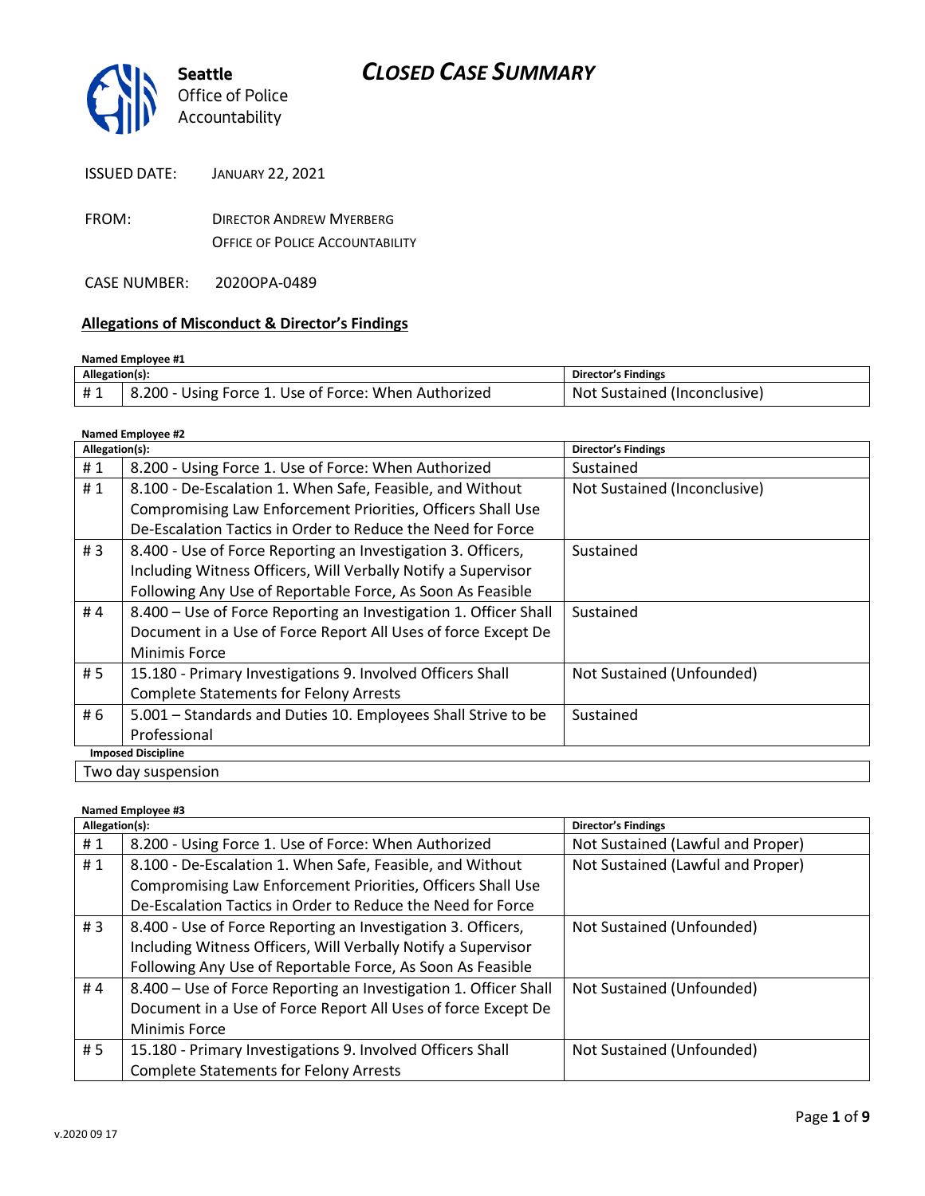# CLOSED CASE SUMMARY

**Seattle**
Office of Police
Accountability

ISSUED DATE: JANUARY 22, 2021

FROM: DIRECTOR ANDREW MYERBERG
OFFICE OF POLICE ACCOUNTABILITY

CASE NUMBER: 2020OPA-0489

## Allegations of Misconduct & Director's Findings

**Named Employee #1**

| Allegation(s): | | Director's Findings |
|---|---|---|
| # 1 | 8.200 - Using Force 1. Use of Force: When Authorized | Not Sustained (Inconclusive) |

**Named Employee #2**

| Allegation(s): | | Director's Findings |
|---|---|---|
| # 1 | 8.200 - Using Force 1. Use of Force: When Authorized | Sustained |
| # 1 | 8.100 - De-Escalation 1. When Safe, Feasible, and Without Compromising Law Enforcement Priorities, Officers Shall Use De-Escalation Tactics in Order to Reduce the Need for Force | Not Sustained (Inconclusive) |
| # 3 | 8.400 - Use of Force Reporting an Investigation 3. Officers, Including Witness Officers, Will Verbally Notify a Supervisor Following Any Use of Reportable Force, As Soon As Feasible | Sustained |
| # 4 | 8.400 – Use of Force Reporting an Investigation 1. Officer Shall Document in a Use of Force Report All Uses of force Except De Minimis Force | Sustained |
| # 5 | 15.180 - Primary Investigations 9. Involved Officers Shall Complete Statements for Felony Arrests | Not Sustained (Unfounded) |
| # 6 | 5.001 – Standards and Duties 10. Employees Shall Strive to be Professional | Sustained |
| **Imposed Discipline** | | |
| Two day suspension | | |

**Named Employee #3**

| Allegation(s): | | Director's Findings |
|---|---|---|
| # 1 | 8.200 - Using Force 1. Use of Force: When Authorized | Not Sustained (Lawful and Proper) |
| # 1 | 8.100 - De-Escalation 1. When Safe, Feasible, and Without Compromising Law Enforcement Priorities, Officers Shall Use De-Escalation Tactics in Order to Reduce the Need for Force | Not Sustained (Lawful and Proper) |
| # 3 | 8.400 - Use of Force Reporting an Investigation 3. Officers, Including Witness Officers, Will Verbally Notify a Supervisor Following Any Use of Reportable Force, As Soon As Feasible | Not Sustained (Unfounded) |
| # 4 | 8.400 – Use of Force Reporting an Investigation 1. Officer Shall Document in a Use of Force Report All Uses of force Except De Minimis Force | Not Sustained (Unfounded) |
| # 5 | 15.180 - Primary Investigations 9. Involved Officers Shall Complete Statements for Felony Arrests | Not Sustained (Unfounded) |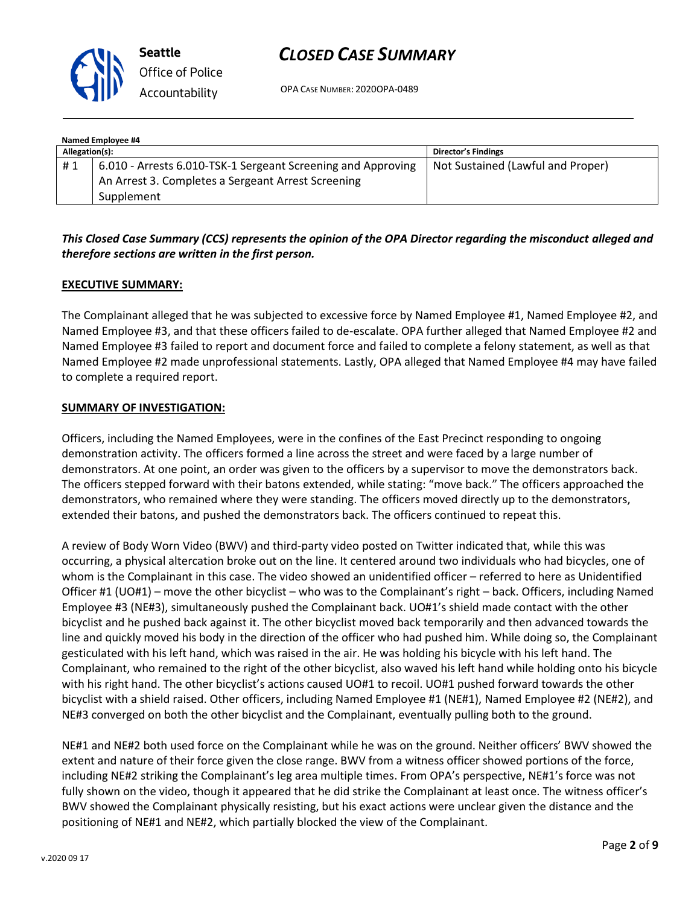**Named Employee #4**

| Allegation(s): | | Director's Findings |
|---|---|---|
| # 1 | 6.010 - Arrests 6.010-TSK-1 Sergeant Screening and Approving An Arrest 3. Completes a Sergeant Arrest Screening Supplement | Not Sustained (Lawful and Proper) |

***This Closed Case Summary (CCS) represents the opinion of the OPA Director regarding the misconduct alleged and therefore sections are written in the first person.***

**EXECUTIVE SUMMARY:**

The Complainant alleged that he was subjected to excessive force by Named Employee #1, Named Employee #2, and Named Employee #3, and that these officers failed to de-escalate. OPA further alleged that Named Employee #2 and Named Employee #3 failed to report and document force and failed to complete a felony statement, as well as that Named Employee #2 made unprofessional statements. Lastly, OPA alleged that Named Employee #4 may have failed to complete a required report.

**SUMMARY OF INVESTIGATION:**

Officers, including the Named Employees, were in the confines of the East Precinct responding to ongoing demonstration activity. The officers formed a line across the street and were faced by a large number of demonstrators. At one point, an order was given to the officers by a supervisor to move the demonstrators back. The officers stepped forward with their batons extended, while stating: "move back." The officers approached the demonstrators, who remained where they were standing. The officers moved directly up to the demonstrators, extended their batons, and pushed the demonstrators back. The officers continued to repeat this.

A review of Body Worn Video (BWV) and third-party video posted on Twitter indicated that, while this was occurring, a physical altercation broke out on the line. It centered around two individuals who had bicycles, one of whom is the Complainant in this case. The video showed an unidentified officer – referred to here as Unidentified Officer #1 (UO#1) – move the other bicyclist – who was to the Complainant's right – back. Officers, including Named Employee #3 (NE#3), simultaneously pushed the Complainant back. UO#1's shield made contact with the other bicyclist and he pushed back against it. The other bicyclist moved back temporarily and then advanced towards the line and quickly moved his body in the direction of the officer who had pushed him. While doing so, the Complainant gesticulated with his left hand, which was raised in the air. He was holding his bicycle with his left hand. The Complainant, who remained to the right of the other bicyclist, also waved his left hand while holding onto his bicycle with his right hand. The other bicyclist's actions caused UO#1 to recoil. UO#1 pushed forward towards the other bicyclist with a shield raised. Other officers, including Named Employee #1 (NE#1), Named Employee #2 (NE#2), and NE#3 converged on both the other bicyclist and the Complainant, eventually pulling both to the ground.

NE#1 and NE#2 both used force on the Complainant while he was on the ground. Neither officers' BWV showed the extent and nature of their force given the close range. BWV from a witness officer showed portions of the force, including NE#2 striking the Complainant's leg area multiple times. From OPA's perspective, NE#1's force was not fully shown on the video, though it appeared that he did strike the Complainant at least once. The witness officer's BWV showed the Complainant physically resisting, but his exact actions were unclear given the distance and the positioning of NE#1 and NE#2, which partially blocked the view of the Complainant.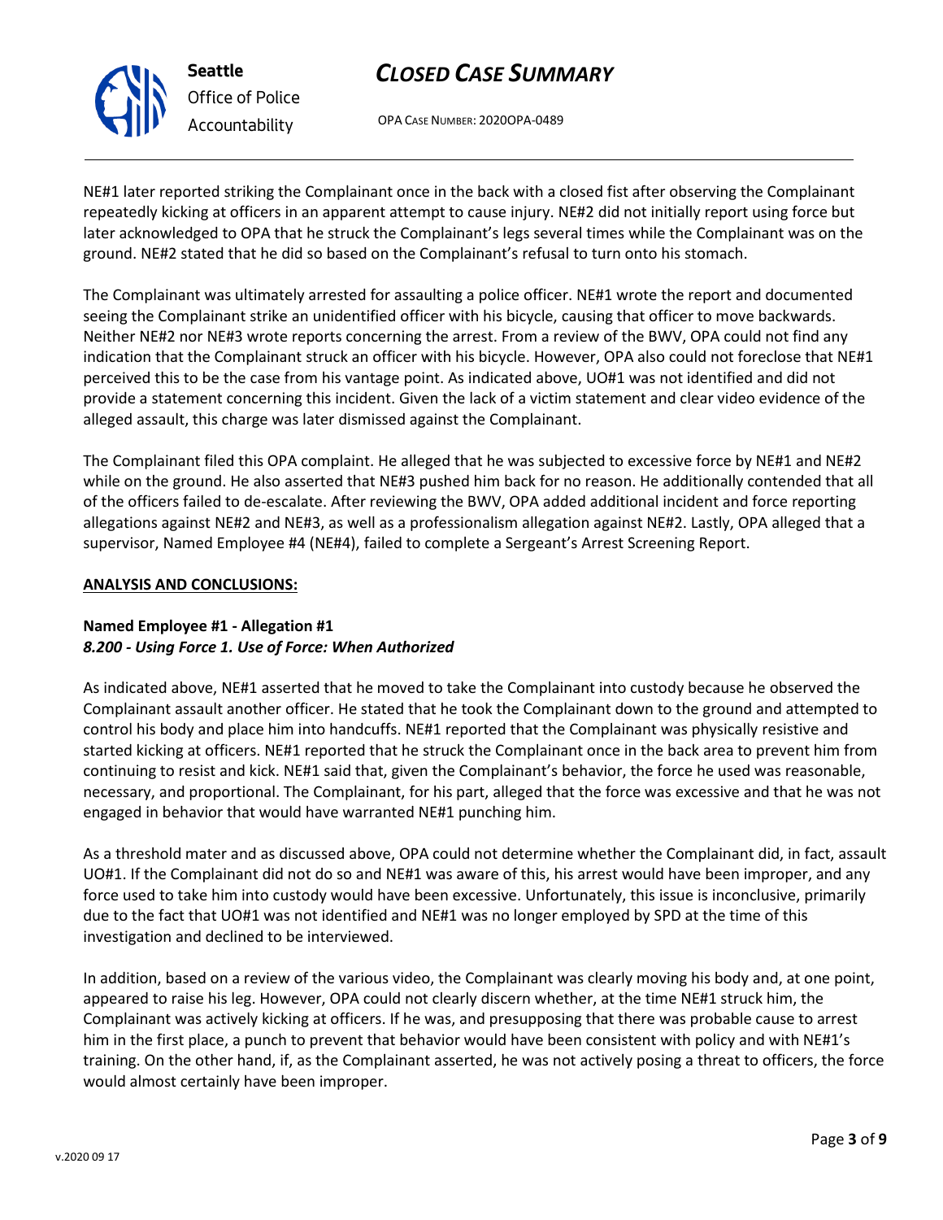NE#1 later reported striking the Complainant once in the back with a closed fist after observing the Complainant repeatedly kicking at officers in an apparent attempt to cause injury. NE#2 did not initially report using force but later acknowledged to OPA that he struck the Complainant's legs several times while the Complainant was on the ground. NE#2 stated that he did so based on the Complainant's refusal to turn onto his stomach.

The Complainant was ultimately arrested for assaulting a police officer. NE#1 wrote the report and documented seeing the Complainant strike an unidentified officer with his bicycle, causing that officer to move backwards. Neither NE#2 nor NE#3 wrote reports concerning the arrest. From a review of the BWV, OPA could not find any indication that the Complainant struck an officer with his bicycle. However, OPA also could not foreclose that NE#1 perceived this to be the case from his vantage point. As indicated above, UO#1 was not identified and did not provide a statement concerning this incident. Given the lack of a victim statement and clear video evidence of the alleged assault, this charge was later dismissed against the Complainant.

The Complainant filed this OPA complaint. He alleged that he was subjected to excessive force by NE#1 and NE#2 while on the ground. He also asserted that NE#3 pushed him back for no reason. He additionally contended that all of the officers failed to de-escalate. After reviewing the BWV, OPA added additional incident and force reporting allegations against NE#2 and NE#3, as well as a professionalism allegation against NE#2. Lastly, OPA alleged that a supervisor, Named Employee #4 (NE#4), failed to complete a Sergeant's Arrest Screening Report.

## ANALYSIS AND CONCLUSIONS:

### Named Employee #1 - Allegation #1
***8.200 - Using Force 1. Use of Force: When Authorized***

As indicated above, NE#1 asserted that he moved to take the Complainant into custody because he observed the Complainant assault another officer. He stated that he took the Complainant down to the ground and attempted to control his body and place him into handcuffs. NE#1 reported that the Complainant was physically resistive and started kicking at officers. NE#1 reported that he struck the Complainant once in the back area to prevent him from continuing to resist and kick. NE#1 said that, given the Complainant's behavior, the force he used was reasonable, necessary, and proportional. The Complainant, for his part, alleged that the force was excessive and that he was not engaged in behavior that would have warranted NE#1 punching him.

As a threshold mater and as discussed above, OPA could not determine whether the Complainant did, in fact, assault UO#1. If the Complainant did not do so and NE#1 was aware of this, his arrest would have been improper, and any force used to take him into custody would have been excessive. Unfortunately, this issue is inconclusive, primarily due to the fact that UO#1 was not identified and NE#1 was no longer employed by SPD at the time of this investigation and declined to be interviewed.

In addition, based on a review of the various video, the Complainant was clearly moving his body and, at one point, appeared to raise his leg. However, OPA could not clearly discern whether, at the time NE#1 struck him, the Complainant was actively kicking at officers. If he was, and presupposing that there was probable cause to arrest him in the first place, a punch to prevent that behavior would have been consistent with policy and with NE#1's training. On the other hand, if, as the Complainant asserted, he was not actively posing a threat to officers, the force would almost certainly have been improper.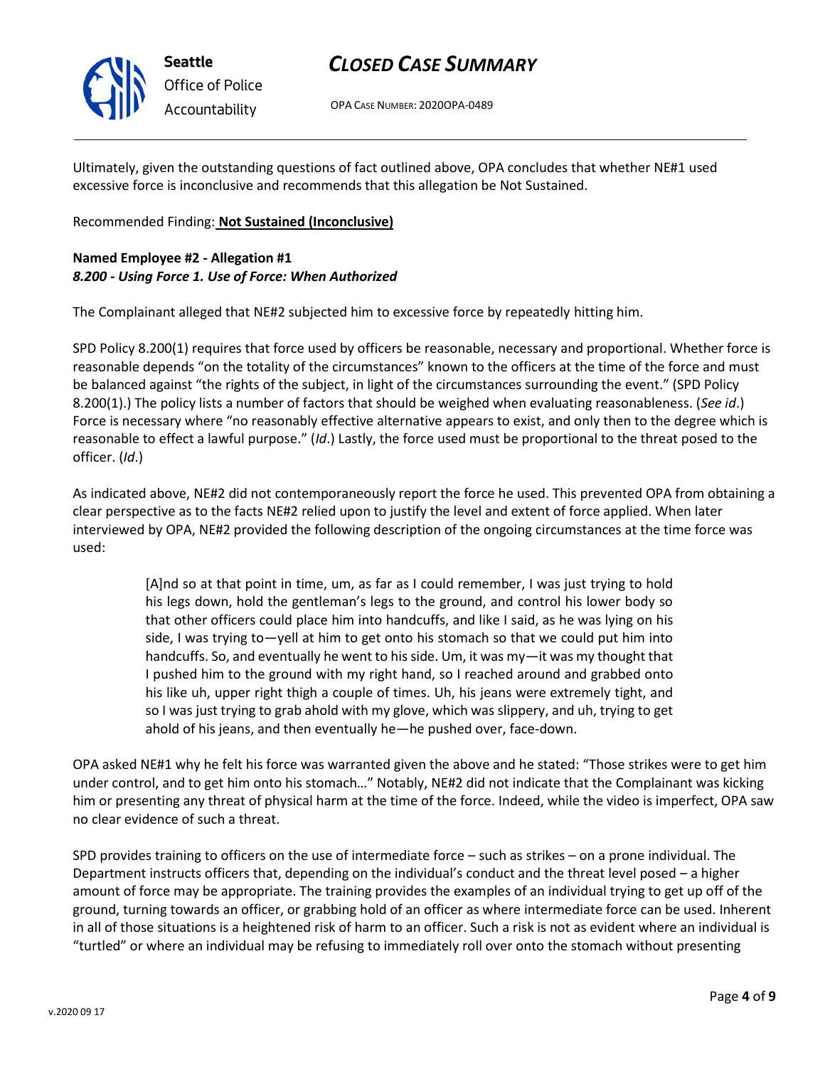Ultimately, given the outstanding questions of fact outlined above, OPA concludes that whether NE#1 used excessive force is inconclusive and recommends that this allegation be Not Sustained.

Recommended Finding: **Not Sustained (Inconclusive)**

**Named Employee #2 - Allegation #1**
***8.200 - Using Force 1. Use of Force: When Authorized***

The Complainant alleged that NE#2 subjected him to excessive force by repeatedly hitting him.

SPD Policy 8.200(1) requires that force used by officers be reasonable, necessary and proportional. Whether force is reasonable depends "on the totality of the circumstances" known to the officers at the time of the force and must be balanced against "the rights of the subject, in light of the circumstances surrounding the event." (SPD Policy 8.200(1).) The policy lists a number of factors that should be weighed when evaluating reasonableness. (*See id*.) Force is necessary where "no reasonably effective alternative appears to exist, and only then to the degree which is reasonable to effect a lawful purpose." (*Id*.) Lastly, the force used must be proportional to the threat posed to the officer. (*Id*.)

As indicated above, NE#2 did not contemporaneously report the force he used. This prevented OPA from obtaining a clear perspective as to the facts NE#2 relied upon to justify the level and extent of force applied. When later interviewed by OPA, NE#2 provided the following description of the ongoing circumstances at the time force was used:

> [A]nd so at that point in time, um, as far as I could remember, I was just trying to hold his legs down, hold the gentleman's legs to the ground, and control his lower body so that other officers could place him into handcuffs, and like I said, as he was lying on his side, I was trying to—yell at him to get onto his stomach so that we could put him into handcuffs. So, and eventually he went to his side. Um, it was my—it was my thought that I pushed him to the ground with my right hand, so I reached around and grabbed onto his like uh, upper right thigh a couple of times. Uh, his jeans were extremely tight, and so I was just trying to grab ahold with my glove, which was slippery, and uh, trying to get ahold of his jeans, and then eventually he—he pushed over, face-down.

OPA asked NE#1 why he felt his force was warranted given the above and he stated: "Those strikes were to get him under control, and to get him onto his stomach…" Notably, NE#2 did not indicate that the Complainant was kicking him or presenting any threat of physical harm at the time of the force. Indeed, while the video is imperfect, OPA saw no clear evidence of such a threat.

SPD provides training to officers on the use of intermediate force – such as strikes – on a prone individual. The Department instructs officers that, depending on the individual's conduct and the threat level posed – a higher amount of force may be appropriate. The training provides the examples of an individual trying to get up off of the ground, turning towards an officer, or grabbing hold of an officer as where intermediate force can be used. Inherent in all of those situations is a heightened risk of harm to an officer. Such a risk is not as evident where an individual is "turtled" or where an individual may be refusing to immediately roll over onto the stomach without presenting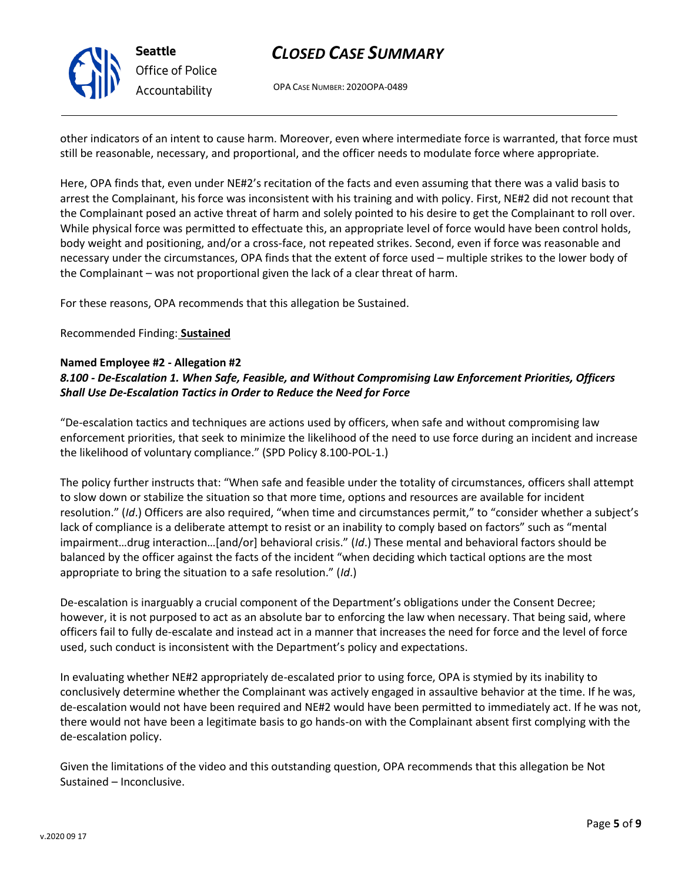other indicators of an intent to cause harm. Moreover, even where intermediate force is warranted, that force must still be reasonable, necessary, and proportional, and the officer needs to modulate force where appropriate.

Here, OPA finds that, even under NE#2's recitation of the facts and even assuming that there was a valid basis to arrest the Complainant, his force was inconsistent with his training and with policy. First, NE#2 did not recount that the Complainant posed an active threat of harm and solely pointed to his desire to get the Complainant to roll over. While physical force was permitted to effectuate this, an appropriate level of force would have been control holds, body weight and positioning, and/or a cross-face, not repeated strikes. Second, even if force was reasonable and necessary under the circumstances, OPA finds that the extent of force used – multiple strikes to the lower body of the Complainant – was not proportional given the lack of a clear threat of harm.

For these reasons, OPA recommends that this allegation be Sustained.

Recommended Finding: **Sustained**

**Named Employee #2 - Allegation #2**
***8.100 - De-Escalation 1. When Safe, Feasible, and Without Compromising Law Enforcement Priorities, Officers Shall Use De-Escalation Tactics in Order to Reduce the Need for Force***

"De-escalation tactics and techniques are actions used by officers, when safe and without compromising law enforcement priorities, that seek to minimize the likelihood of the need to use force during an incident and increase the likelihood of voluntary compliance." (SPD Policy 8.100-POL-1.)

The policy further instructs that: "When safe and feasible under the totality of circumstances, officers shall attempt to slow down or stabilize the situation so that more time, options and resources are available for incident resolution." (*Id*.) Officers are also required, "when time and circumstances permit," to "consider whether a subject's lack of compliance is a deliberate attempt to resist or an inability to comply based on factors" such as "mental impairment…drug interaction…[and/or] behavioral crisis." (*Id*.) These mental and behavioral factors should be balanced by the officer against the facts of the incident "when deciding which tactical options are the most appropriate to bring the situation to a safe resolution." (*Id*.)

De-escalation is inarguably a crucial component of the Department's obligations under the Consent Decree; however, it is not purposed to act as an absolute bar to enforcing the law when necessary. That being said, where officers fail to fully de-escalate and instead act in a manner that increases the need for force and the level of force used, such conduct is inconsistent with the Department's policy and expectations.

In evaluating whether NE#2 appropriately de-escalated prior to using force, OPA is stymied by its inability to conclusively determine whether the Complainant was actively engaged in assaultive behavior at the time. If he was, de-escalation would not have been required and NE#2 would have been permitted to immediately act. If he was not, there would not have been a legitimate basis to go hands-on with the Complainant absent first complying with the de-escalation policy.

Given the limitations of the video and this outstanding question, OPA recommends that this allegation be Not Sustained – Inconclusive.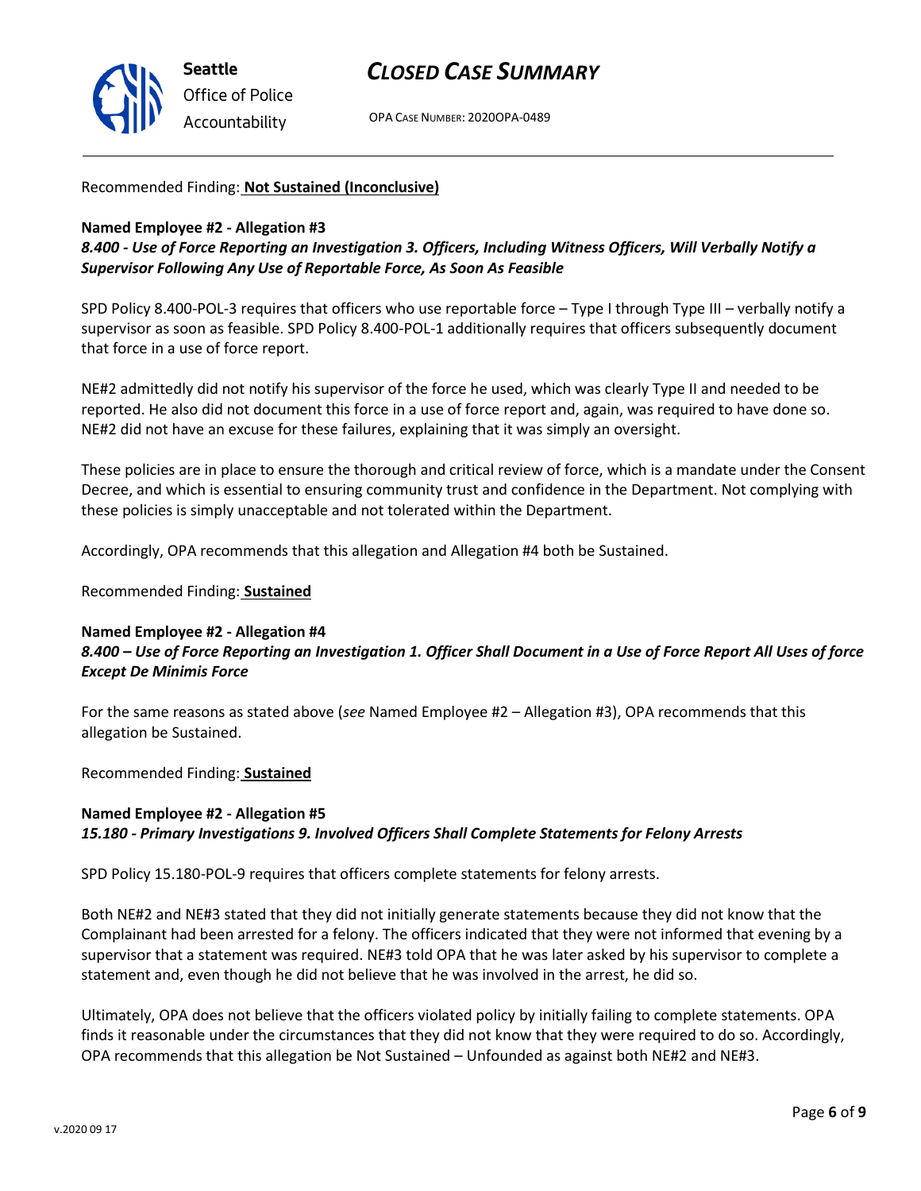Recommended Finding: **Not Sustained (Inconclusive)**

**Named Employee #2 - Allegation #3**
***8.400 - Use of Force Reporting an Investigation 3. Officers, Including Witness Officers, Will Verbally Notify a Supervisor Following Any Use of Reportable Force, As Soon As Feasible***

SPD Policy 8.400-POL-3 requires that officers who use reportable force – Type I through Type III – verbally notify a supervisor as soon as feasible. SPD Policy 8.400-POL-1 additionally requires that officers subsequently document that force in a use of force report.

NE#2 admittedly did not notify his supervisor of the force he used, which was clearly Type II and needed to be reported. He also did not document this force in a use of force report and, again, was required to have done so. NE#2 did not have an excuse for these failures, explaining that it was simply an oversight.

These policies are in place to ensure the thorough and critical review of force, which is a mandate under the Consent Decree, and which is essential to ensuring community trust and confidence in the Department. Not complying with these policies is simply unacceptable and not tolerated within the Department.

Accordingly, OPA recommends that this allegation and Allegation #4 both be Sustained.

Recommended Finding: **Sustained**

**Named Employee #2 - Allegation #4**
***8.400 – Use of Force Reporting an Investigation 1. Officer Shall Document in a Use of Force Report All Uses of force Except De Minimis Force***

For the same reasons as stated above (*see* Named Employee #2 – Allegation #3), OPA recommends that this allegation be Sustained.

Recommended Finding: **Sustained**

**Named Employee #2 - Allegation #5**
***15.180 - Primary Investigations 9. Involved Officers Shall Complete Statements for Felony Arrests***

SPD Policy 15.180-POL-9 requires that officers complete statements for felony arrests.

Both NE#2 and NE#3 stated that they did not initially generate statements because they did not know that the Complainant had been arrested for a felony. The officers indicated that they were not informed that evening by a supervisor that a statement was required. NE#3 told OPA that he was later asked by his supervisor to complete a statement and, even though he did not believe that he was involved in the arrest, he did so.

Ultimately, OPA does not believe that the officers violated policy by initially failing to complete statements. OPA finds it reasonable under the circumstances that they did not know that they were required to do so. Accordingly, OPA recommends that this allegation be Not Sustained – Unfounded as against both NE#2 and NE#3.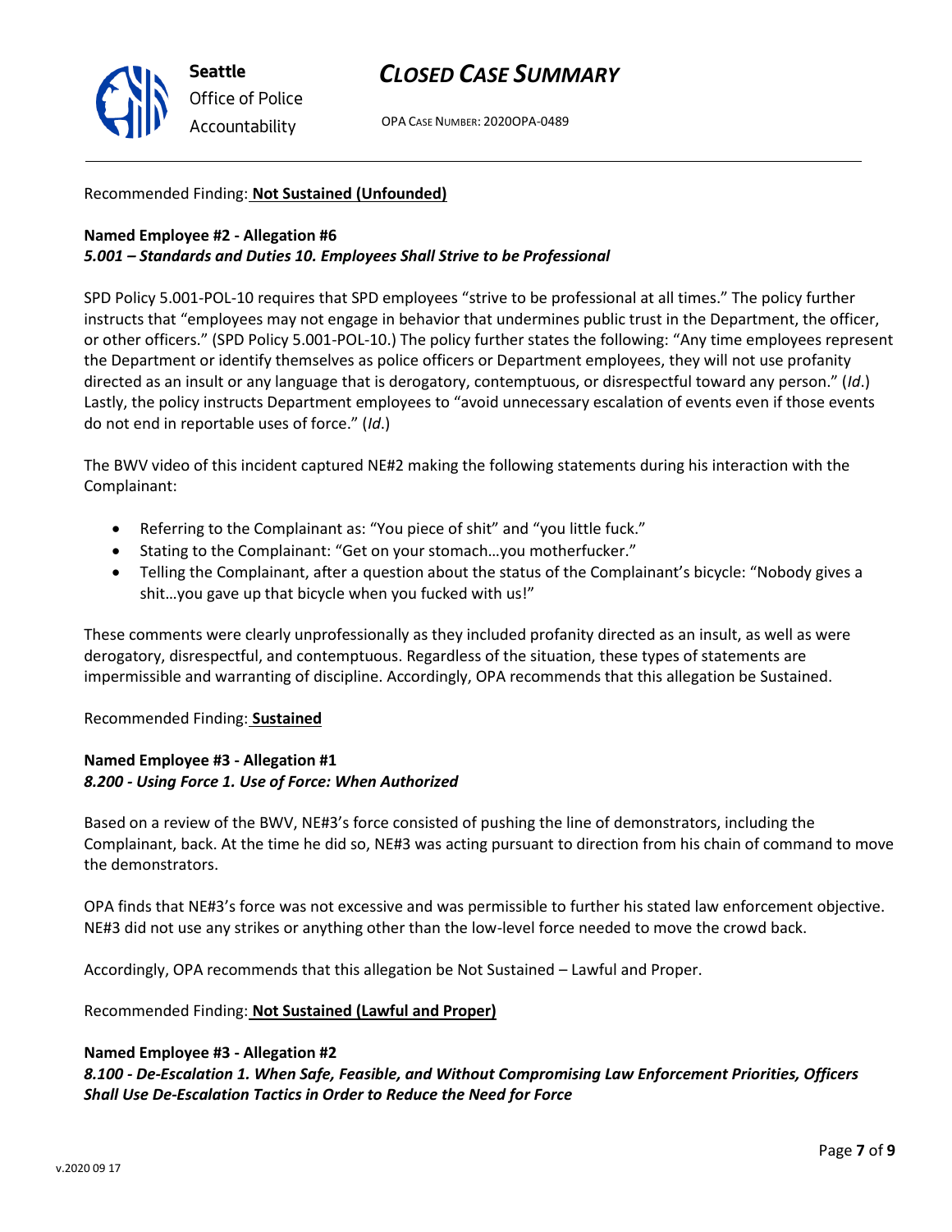Recommended Finding: **Not Sustained (Unfounded)**

**Named Employee #2 - Allegation #6**
***5.001 – Standards and Duties 10. Employees Shall Strive to be Professional***

SPD Policy 5.001-POL-10 requires that SPD employees "strive to be professional at all times." The policy further instructs that "employees may not engage in behavior that undermines public trust in the Department, the officer, or other officers." (SPD Policy 5.001-POL-10.) The policy further states the following: "Any time employees represent the Department or identify themselves as police officers or Department employees, they will not use profanity directed as an insult or any language that is derogatory, contemptuous, or disrespectful toward any person." (*Id*.) Lastly, the policy instructs Department employees to "avoid unnecessary escalation of events even if those events do not end in reportable uses of force." (*Id*.)

The BWV video of this incident captured NE#2 making the following statements during his interaction with the Complainant:

- Referring to the Complainant as: "You piece of shit" and "you little fuck."
- Stating to the Complainant: "Get on your stomach…you motherfucker."
- Telling the Complainant, after a question about the status of the Complainant's bicycle: "Nobody gives a shit…you gave up that bicycle when you fucked with us!"

These comments were clearly unprofessionally as they included profanity directed as an insult, as well as were derogatory, disrespectful, and contemptuous. Regardless of the situation, these types of statements are impermissible and warranting of discipline. Accordingly, OPA recommends that this allegation be Sustained.

Recommended Finding: **Sustained**

**Named Employee #3 - Allegation #1**
***8.200 - Using Force 1. Use of Force: When Authorized***

Based on a review of the BWV, NE#3's force consisted of pushing the line of demonstrators, including the Complainant, back. At the time he did so, NE#3 was acting pursuant to direction from his chain of command to move the demonstrators.

OPA finds that NE#3's force was not excessive and was permissible to further his stated law enforcement objective. NE#3 did not use any strikes or anything other than the low-level force needed to move the crowd back.

Accordingly, OPA recommends that this allegation be Not Sustained – Lawful and Proper.

Recommended Finding: **Not Sustained (Lawful and Proper)**

**Named Employee #3 - Allegation #2**
***8.100 - De-Escalation 1. When Safe, Feasible, and Without Compromising Law Enforcement Priorities, Officers Shall Use De-Escalation Tactics in Order to Reduce the Need for Force***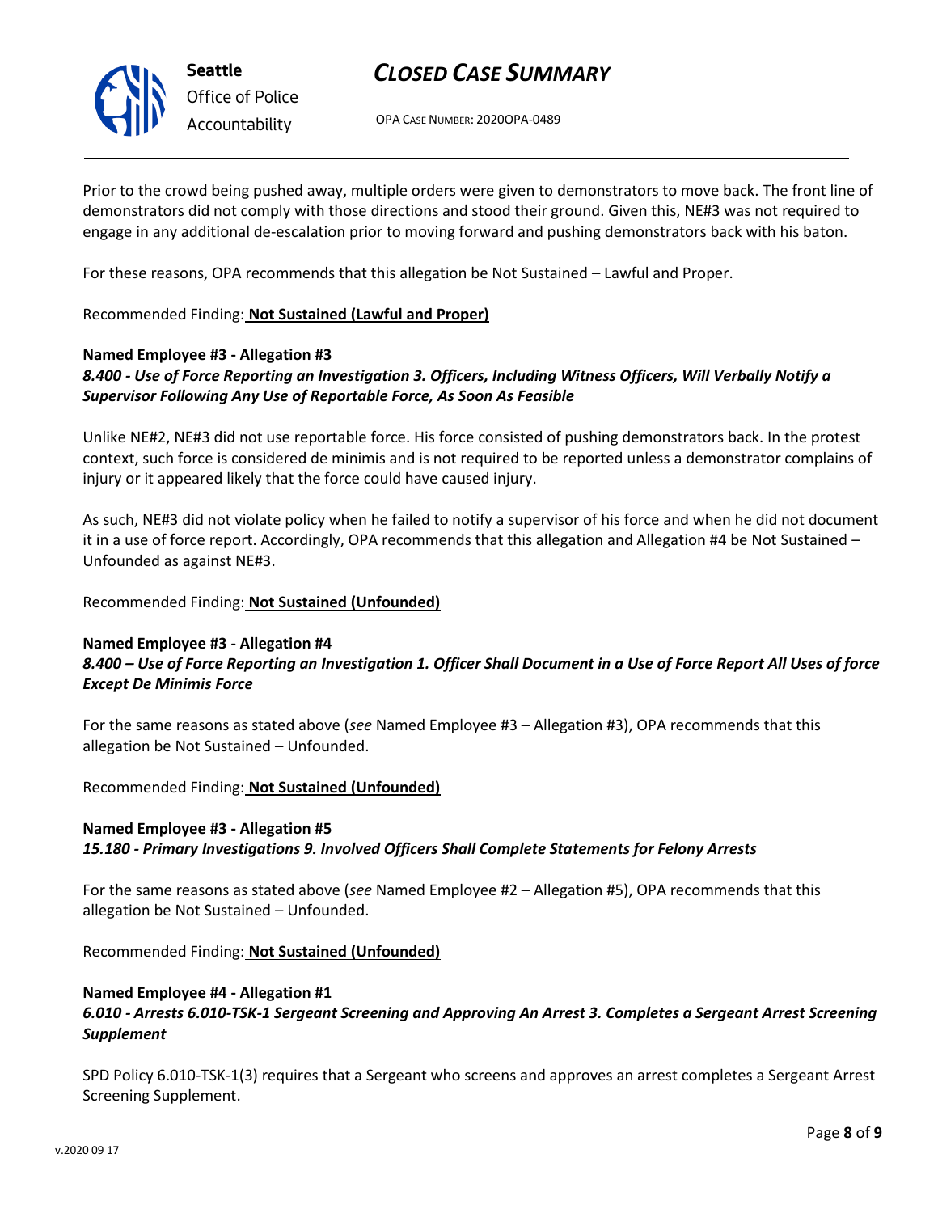Prior to the crowd being pushed away, multiple orders were given to demonstrators to move back. The front line of demonstrators did not comply with those directions and stood their ground. Given this, NE#3 was not required to engage in any additional de-escalation prior to moving forward and pushing demonstrators back with his baton.

For these reasons, OPA recommends that this allegation be Not Sustained – Lawful and Proper.

Recommended Finding: **Not Sustained (Lawful and Proper)**

**Named Employee #3 - Allegation #3**
***8.400 - Use of Force Reporting an Investigation 3. Officers, Including Witness Officers, Will Verbally Notify a Supervisor Following Any Use of Reportable Force, As Soon As Feasible***

Unlike NE#2, NE#3 did not use reportable force. His force consisted of pushing demonstrators back. In the protest context, such force is considered de minimis and is not required to be reported unless a demonstrator complains of injury or it appeared likely that the force could have caused injury.

As such, NE#3 did not violate policy when he failed to notify a supervisor of his force and when he did not document it in a use of force report. Accordingly, OPA recommends that this allegation and Allegation #4 be Not Sustained – Unfounded as against NE#3.

Recommended Finding: **Not Sustained (Unfounded)**

**Named Employee #3 - Allegation #4**
***8.400 – Use of Force Reporting an Investigation 1. Officer Shall Document in a Use of Force Report All Uses of force Except De Minimis Force***

For the same reasons as stated above (*see* Named Employee #3 – Allegation #3), OPA recommends that this allegation be Not Sustained – Unfounded.

Recommended Finding: **Not Sustained (Unfounded)**

**Named Employee #3 - Allegation #5**
***15.180 - Primary Investigations 9. Involved Officers Shall Complete Statements for Felony Arrests***

For the same reasons as stated above (*see* Named Employee #2 – Allegation #5), OPA recommends that this allegation be Not Sustained – Unfounded.

Recommended Finding: **Not Sustained (Unfounded)**

**Named Employee #4 - Allegation #1**
***6.010 - Arrests 6.010-TSK-1 Sergeant Screening and Approving An Arrest 3. Completes a Sergeant Arrest Screening Supplement***

SPD Policy 6.010-TSK-1(3) requires that a Sergeant who screens and approves an arrest completes a Sergeant Arrest Screening Supplement.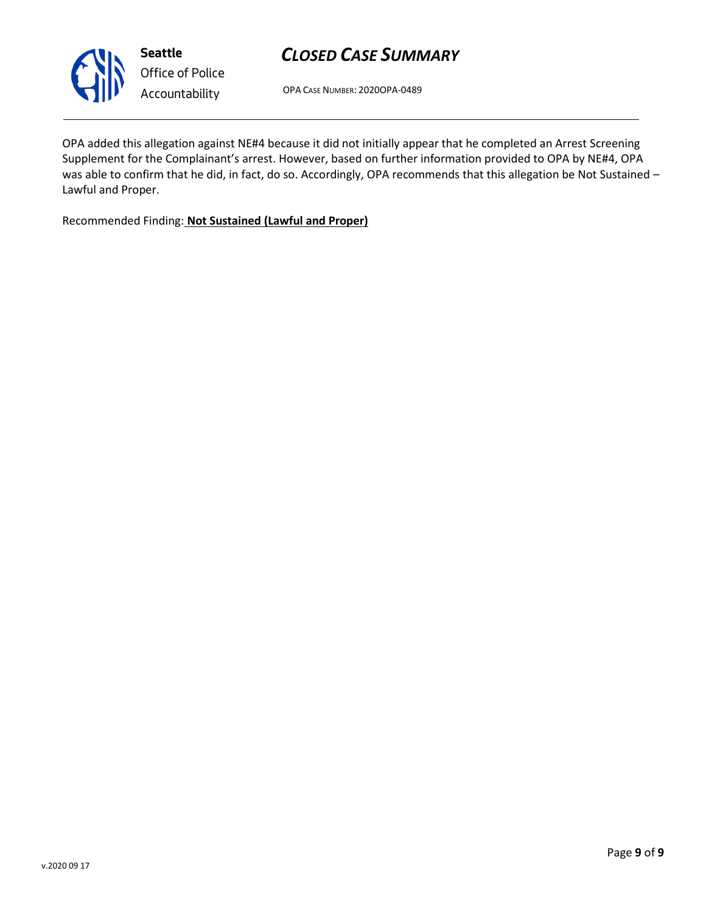OPA added this allegation against NE#4 because it did not initially appear that he completed an Arrest Screening Supplement for the Complainant's arrest. However, based on further information provided to OPA by NE#4, OPA was able to confirm that he did, in fact, do so. Accordingly, OPA recommends that this allegation be Not Sustained – Lawful and Proper.

Recommended Finding: **Not Sustained (Lawful and Proper)**